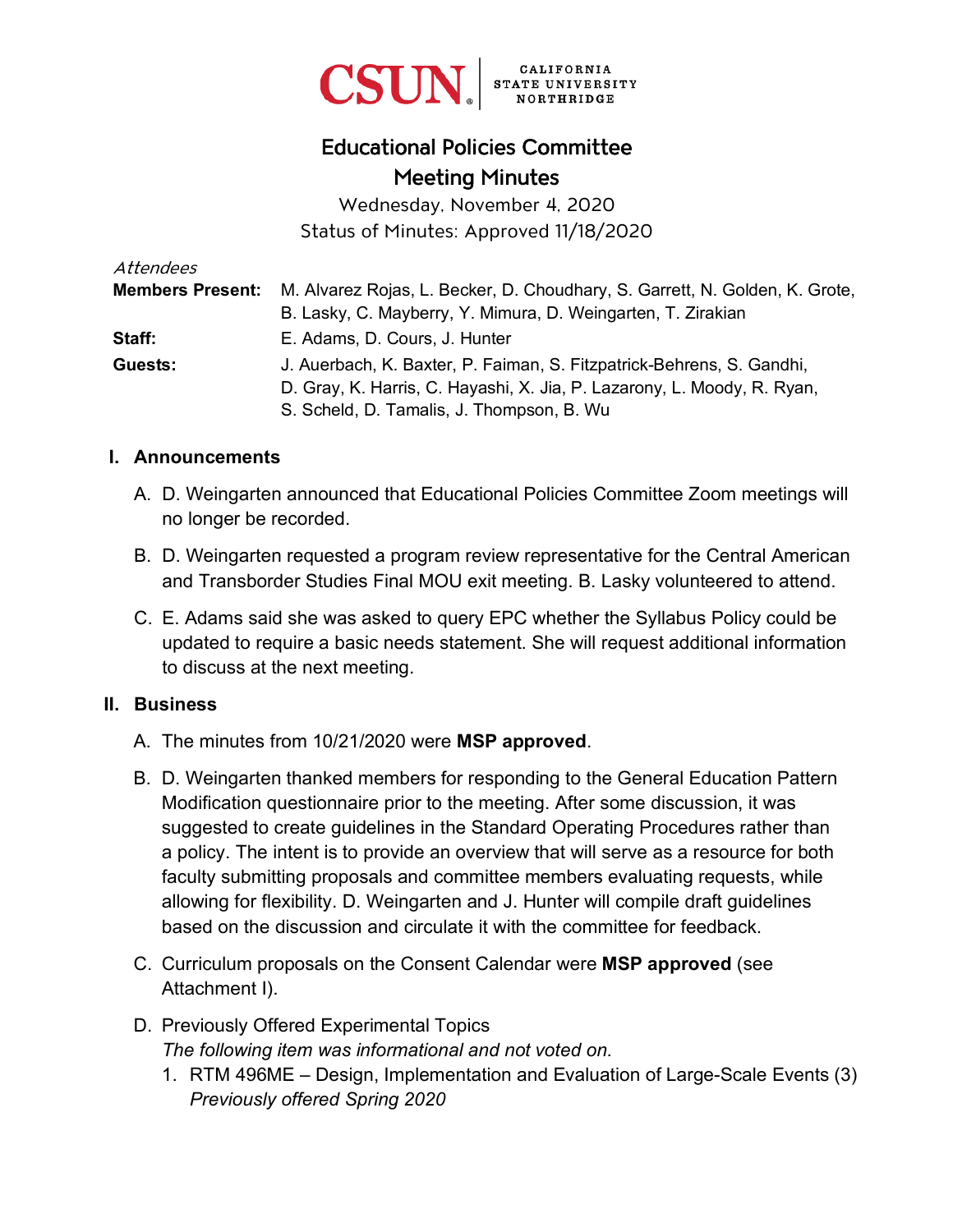CSUN | CALIFORNIA STATE UNIVERSITY NORTHRIDGE

# Educational Policies Committee
# Meeting Minutes

Wednesday, November 4, 2020

Status of Minutes: Approved 11/18/2020

*Attendees*

**Members Present:** M. Alvarez Rojas, L. Becker, D. Choudhary, S. Garrett, N. Golden, K. Grote, B. Lasky, C. Mayberry, Y. Mimura, D. Weingarten, T. Zirakian

**Staff:** E. Adams, D. Cours, J. Hunter

**Guests:** J. Auerbach, K. Baxter, P. Faiman, S. Fitzpatrick-Behrens, S. Gandhi, D. Gray, K. Harris, C. Hayashi, X. Jia, P. Lazarony, L. Moody, R. Ryan, S. Scheld, D. Tamalis, J. Thompson, B. Wu

## I. Announcements

A. D. Weingarten announced that Educational Policies Committee Zoom meetings will no longer be recorded.

B. D. Weingarten requested a program review representative for the Central American and Transborder Studies Final MOU exit meeting. B. Lasky volunteered to attend.

C. E. Adams said she was asked to query EPC whether the Syllabus Policy could be updated to require a basic needs statement. She will request additional information to discuss at the next meeting.

## II. Business

A. The minutes from 10/21/2020 were **MSP approved**.

B. D. Weingarten thanked members for responding to the General Education Pattern Modification questionnaire prior to the meeting. After some discussion, it was suggested to create guidelines in the Standard Operating Procedures rather than a policy. The intent is to provide an overview that will serve as a resource for both faculty submitting proposals and committee members evaluating requests, while allowing for flexibility. D. Weingarten and J. Hunter will compile draft guidelines based on the discussion and circulate it with the committee for feedback.

C. Curriculum proposals on the Consent Calendar were **MSP approved** (see Attachment I).

D. Previously Offered Experimental Topics
*The following item was informational and not voted on.*
   1. RTM 496ME – Design, Implementation and Evaluation of Large-Scale Events (3)
      *Previously offered Spring 2020*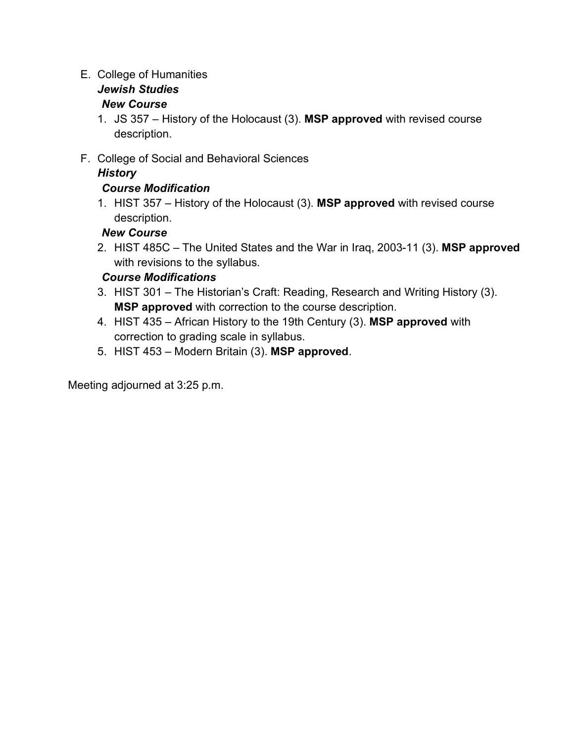E. College of Humanities

***Jewish Studies***

***New Course***

1. JS 357 – History of the Holocaust (3). **MSP approved** with revised course description.

F. College of Social and Behavioral Sciences

***History***

***Course Modification***

1. HIST 357 – History of the Holocaust (3). **MSP approved** with revised course description.

***New Course***

2. HIST 485C – The United States and the War in Iraq, 2003-11 (3). **MSP approved** with revisions to the syllabus.

***Course Modifications***

3. HIST 301 – The Historian's Craft: Reading, Research and Writing History (3). **MSP approved** with correction to the course description.
4. HIST 435 – African History to the 19th Century (3). **MSP approved** with correction to grading scale in syllabus.
5. HIST 453 – Modern Britain (3). **MSP approved**.

Meeting adjourned at 3:25 p.m.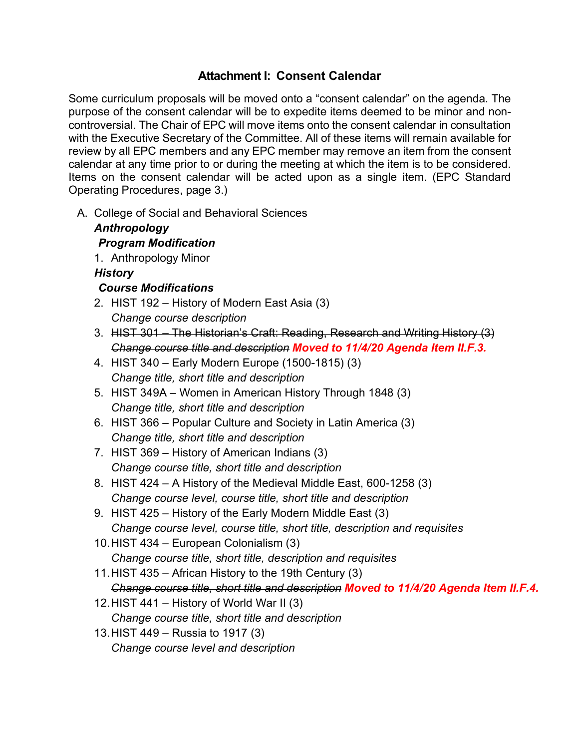## Attachment I: Consent Calendar

Some curriculum proposals will be moved onto a "consent calendar" on the agenda. The purpose of the consent calendar will be to expedite items deemed to be minor and non-controversial. The Chair of EPC will move items onto the consent calendar in consultation with the Executive Secretary of the Committee. All of these items will remain available for review by all EPC members and any EPC member may remove an item from the consent calendar at any time prior to or during the meeting at which the item is to be considered. Items on the consent calendar will be acted upon as a single item. (EPC Standard Operating Procedures, page 3.)

A. College of Social and Behavioral Sciences

***Anthropology***

***Program Modification***

1. Anthropology Minor

***History***

***Course Modifications***

2. HIST 192 – History of Modern East Asia (3)
   *Change course description*
3. ~~HIST 301 – The Historian's Craft: Reading, Research and Writing History (3)~~
   ~~*Change course title and description*~~ ***Moved to 11/4/20 Agenda Item II.F.3.***
4. HIST 340 – Early Modern Europe (1500-1815) (3)
   *Change title, short title and description*
5. HIST 349A – Women in American History Through 1848 (3)
   *Change title, short title and description*
6. HIST 366 – Popular Culture and Society in Latin America (3)
   *Change title, short title and description*
7. HIST 369 – History of American Indians (3)
   *Change course title, short title and description*
8. HIST 424 – A History of the Medieval Middle East, 600-1258 (3)
   *Change course level, course title, short title and description*
9. HIST 425 – History of the Early Modern Middle East (3)
   *Change course level, course title, short title, description and requisites*
10. HIST 434 – European Colonialism (3)
    *Change course title, short title, description and requisites*
11. ~~HIST 435 – African History to the 19th Century (3)~~
    ~~*Change course title, short title and description*~~ ***Moved to 11/4/20 Agenda Item II.F.4.***
12. HIST 441 – History of World War II (3)
    *Change course title, short title and description*
13. HIST 449 – Russia to 1917 (3)
    *Change course level and description*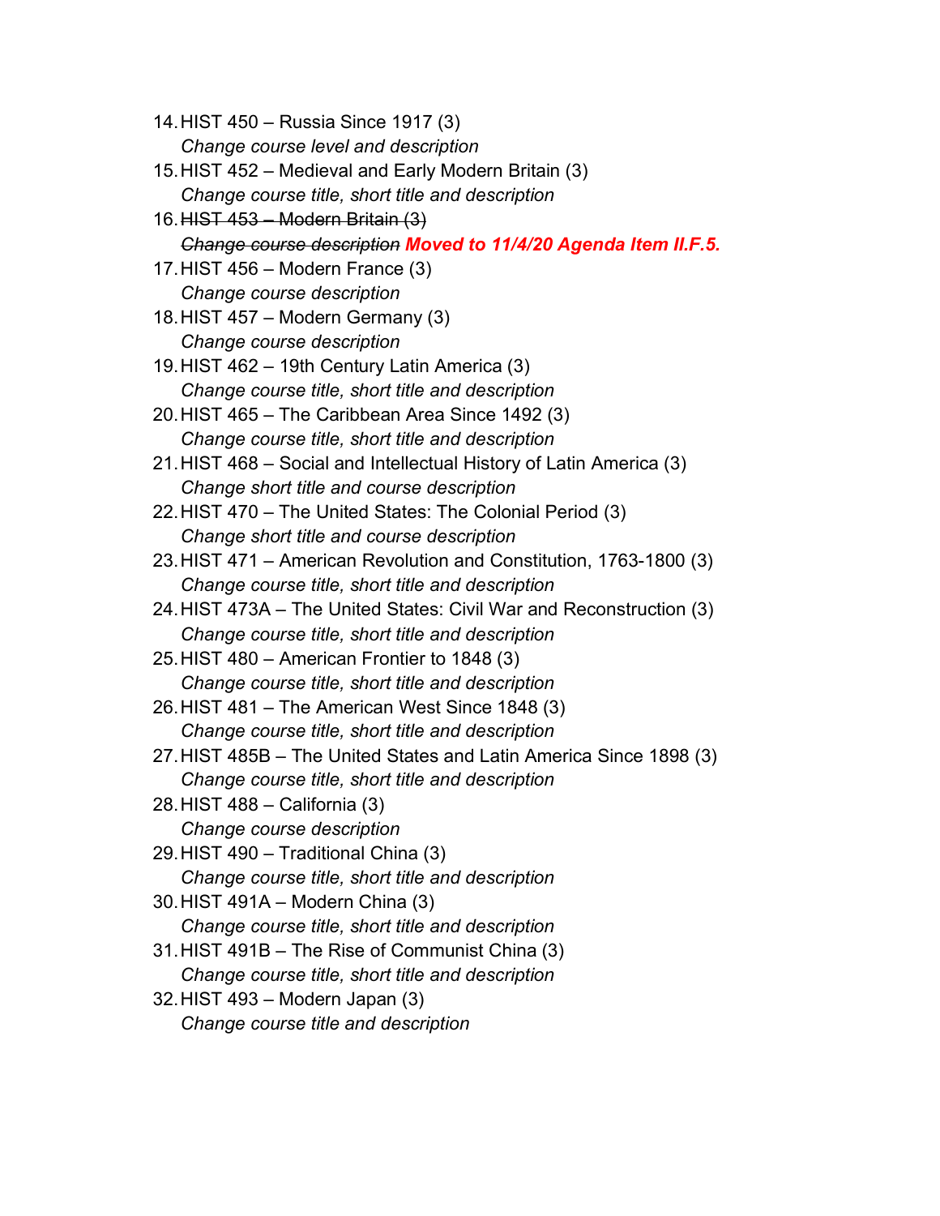14. HIST 450 – Russia Since 1917 (3)
    *Change course level and description*
15. HIST 452 – Medieval and Early Modern Britain (3)
    *Change course title, short title and description*
16. ~~HIST 453 – Modern Britain (3)~~
    ~~*Change course description*~~ ***Moved to 11/4/20 Agenda Item II.F.5.***
17. HIST 456 – Modern France (3)
    *Change course description*
18. HIST 457 – Modern Germany (3)
    *Change course description*
19. HIST 462 – 19th Century Latin America (3)
    *Change course title, short title and description*
20. HIST 465 – The Caribbean Area Since 1492 (3)
    *Change course title, short title and description*
21. HIST 468 – Social and Intellectual History of Latin America (3)
    *Change short title and course description*
22. HIST 470 – The United States: The Colonial Period (3)
    *Change short title and course description*
23. HIST 471 – American Revolution and Constitution, 1763-1800 (3)
    *Change course title, short title and description*
24. HIST 473A – The United States: Civil War and Reconstruction (3)
    *Change course title, short title and description*
25. HIST 480 – American Frontier to 1848 (3)
    *Change course title, short title and description*
26. HIST 481 – The American West Since 1848 (3)
    *Change course title, short title and description*
27. HIST 485B – The United States and Latin America Since 1898 (3)
    *Change course title, short title and description*
28. HIST 488 – California (3)
    *Change course description*
29. HIST 490 – Traditional China (3)
    *Change course title, short title and description*
30. HIST 491A – Modern China (3)
    *Change course title, short title and description*
31. HIST 491B – The Rise of Communist China (3)
    *Change course title, short title and description*
32. HIST 493 – Modern Japan (3)
    *Change course title and description*